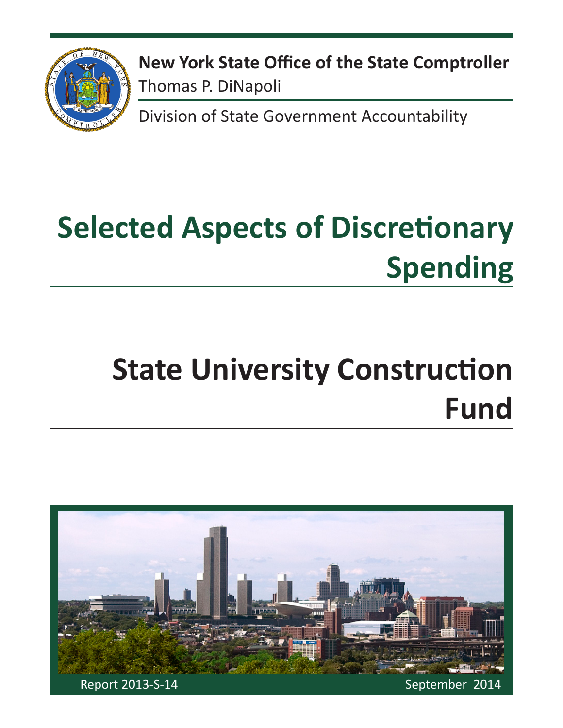**New York State Office of the State Comptroller**
Thomas P. DiNapoli

Division of State Government Accountability

# Selected Aspects of Discretionary Spending

# State University Construction Fund

Report 2013-S-14

September 2014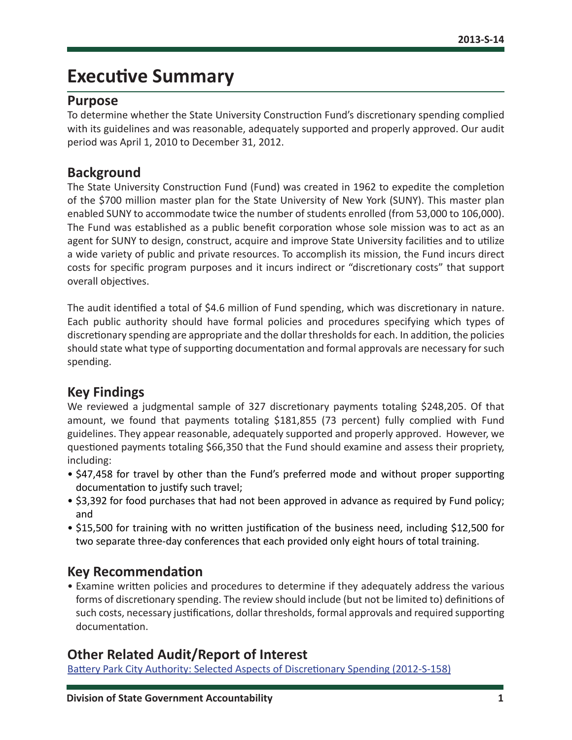# Executive Summary

## Purpose

To determine whether the State University Construction Fund's discretionary spending complied with its guidelines and was reasonable, adequately supported and properly approved. Our audit period was April 1, 2010 to December 31, 2012.

## Background

The State University Construction Fund (Fund) was created in 1962 to expedite the completion of the $700 million master plan for the State University of New York (SUNY). This master plan enabled SUNY to accommodate twice the number of students enrolled (from 53,000 to 106,000). The Fund was established as a public benefit corporation whose sole mission was to act as an agent for SUNY to design, construct, acquire and improve State University facilities and to utilize a wide variety of public and private resources. To accomplish its mission, the Fund incurs direct costs for specific program purposes and it incurs indirect or "discretionary costs" that support overall objectives.

The audit identified a total of $4.6 million of Fund spending, which was discretionary in nature. Each public authority should have formal policies and procedures specifying which types of discretionary spending are appropriate and the dollar thresholds for each. In addition, the policies should state what type of supporting documentation and formal approvals are necessary for such spending.

## Key Findings

We reviewed a judgmental sample of 327 discretionary payments totaling $248,205. Of that amount, we found that payments totaling $181,855 (73 percent) fully complied with Fund guidelines. They appear reasonable, adequately supported and properly approved. However, we questioned payments totaling $66,350 that the Fund should examine and assess their propriety, including:

- $47,458 for travel by other than the Fund's preferred mode and without proper supporting documentation to justify such travel;
- $3,392 for food purchases that had not been approved in advance as required by Fund policy; and
- $15,500 for training with no written justification of the business need, including $12,500 for two separate three-day conferences that each provided only eight hours of total training.

## Key Recommendation

- Examine written policies and procedures to determine if they adequately address the various forms of discretionary spending. The review should include (but not be limited to) definitions of such costs, necessary justifications, dollar thresholds, formal approvals and required supporting documentation.

## Other Related Audit/Report of Interest

Battery Park City Authority: Selected Aspects of Discretionary Spending (2012-S-158)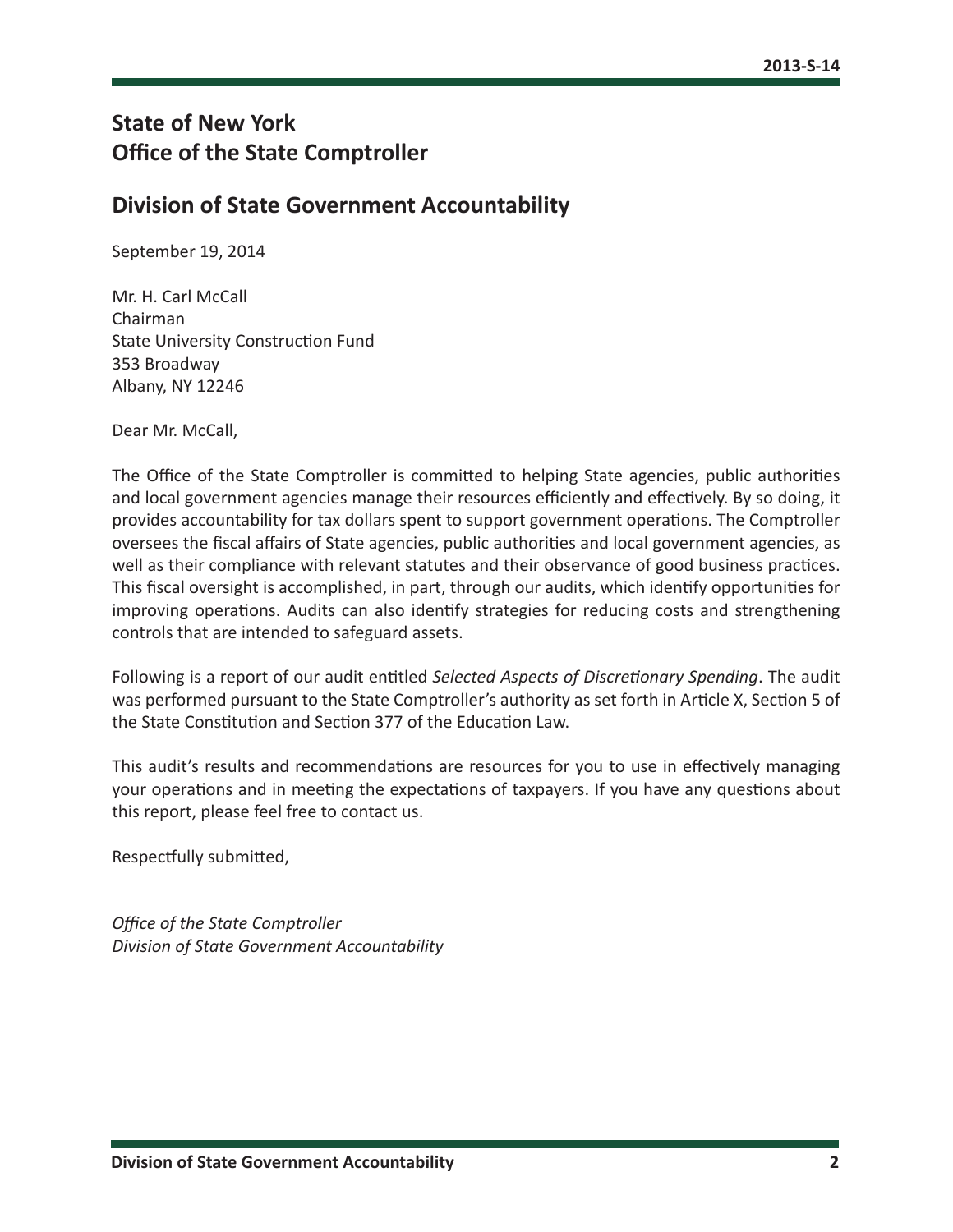# State of New York
# Office of the State Comptroller

## Division of State Government Accountability

September 19, 2014

Mr. H. Carl McCall
Chairman
State University Construction Fund
353 Broadway
Albany, NY 12246

Dear Mr. McCall,

The Office of the State Comptroller is committed to helping State agencies, public authorities and local government agencies manage their resources efficiently and effectively. By so doing, it provides accountability for tax dollars spent to support government operations. The Comptroller oversees the fiscal affairs of State agencies, public authorities and local government agencies, as well as their compliance with relevant statutes and their observance of good business practices. This fiscal oversight is accomplished, in part, through our audits, which identify opportunities for improving operations. Audits can also identify strategies for reducing costs and strengthening controls that are intended to safeguard assets.

Following is a report of our audit entitled *Selected Aspects of Discretionary Spending*. The audit was performed pursuant to the State Comptroller's authority as set forth in Article X, Section 5 of the State Constitution and Section 377 of the Education Law.

This audit's results and recommendations are resources for you to use in effectively managing your operations and in meeting the expectations of taxpayers. If you have any questions about this report, please feel free to contact us.

Respectfully submitted,

*Office of the State Comptroller*
*Division of State Government Accountability*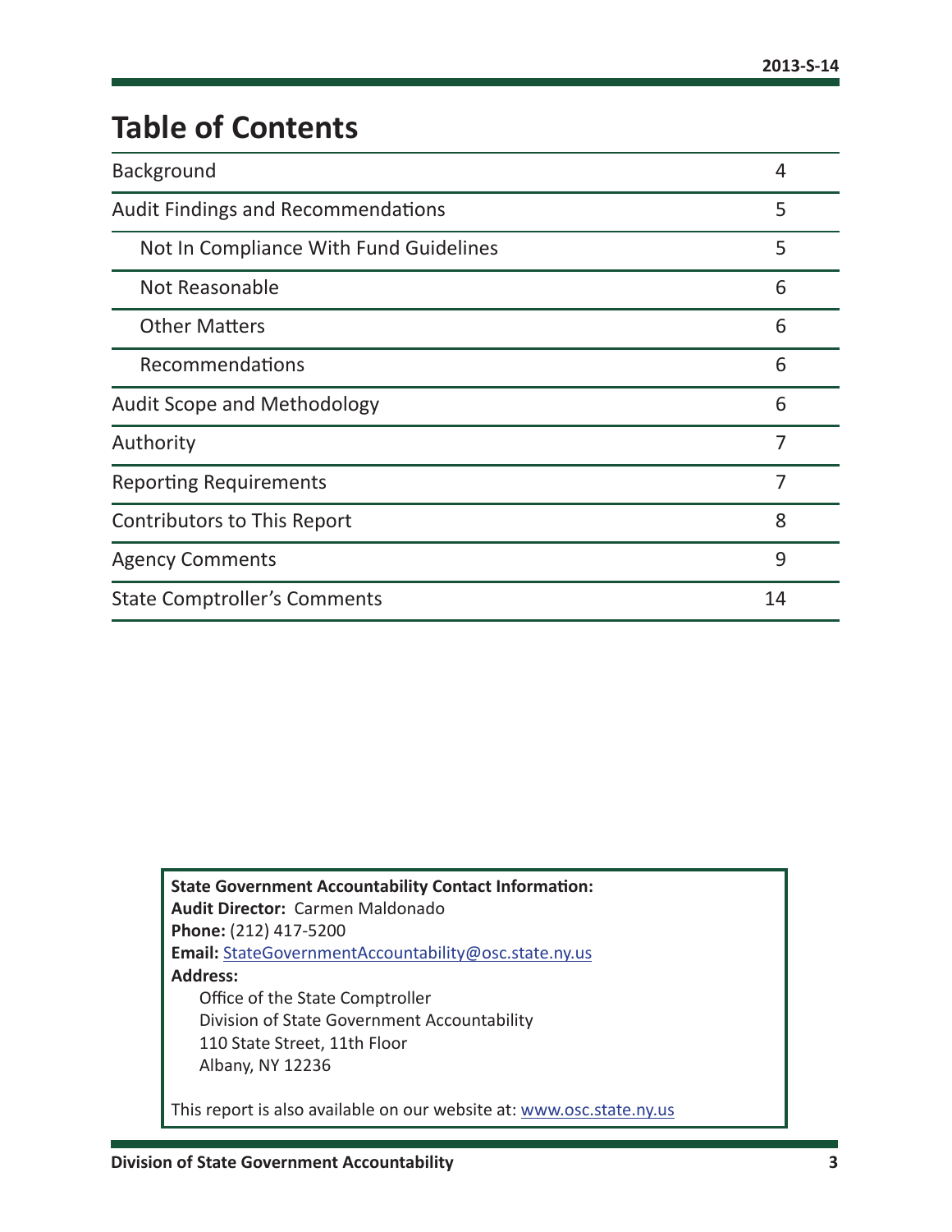# Table of Contents

| | |
|---|---|
| Background | 4 |
| Audit Findings and Recommendations | 5 |
| Not In Compliance With Fund Guidelines | 5 |
| Not Reasonable | 6 |
| Other Matters | 6 |
| Recommendations | 6 |
| Audit Scope and Methodology | 6 |
| Authority | 7 |
| Reporting Requirements | 7 |
| Contributors to This Report | 8 |
| Agency Comments | 9 |
| State Comptroller's Comments | 14 |

**State Government Accountability Contact Information:**
**Audit Director:** Carmen Maldonado
**Phone:** (212) 417-5200
**Email:** StateGovernmentAccountability@osc.state.ny.us
**Address:**
Office of the State Comptroller
Division of State Government Accountability
110 State Street, 11th Floor
Albany, NY 12236

This report is also available on our website at: www.osc.state.ny.us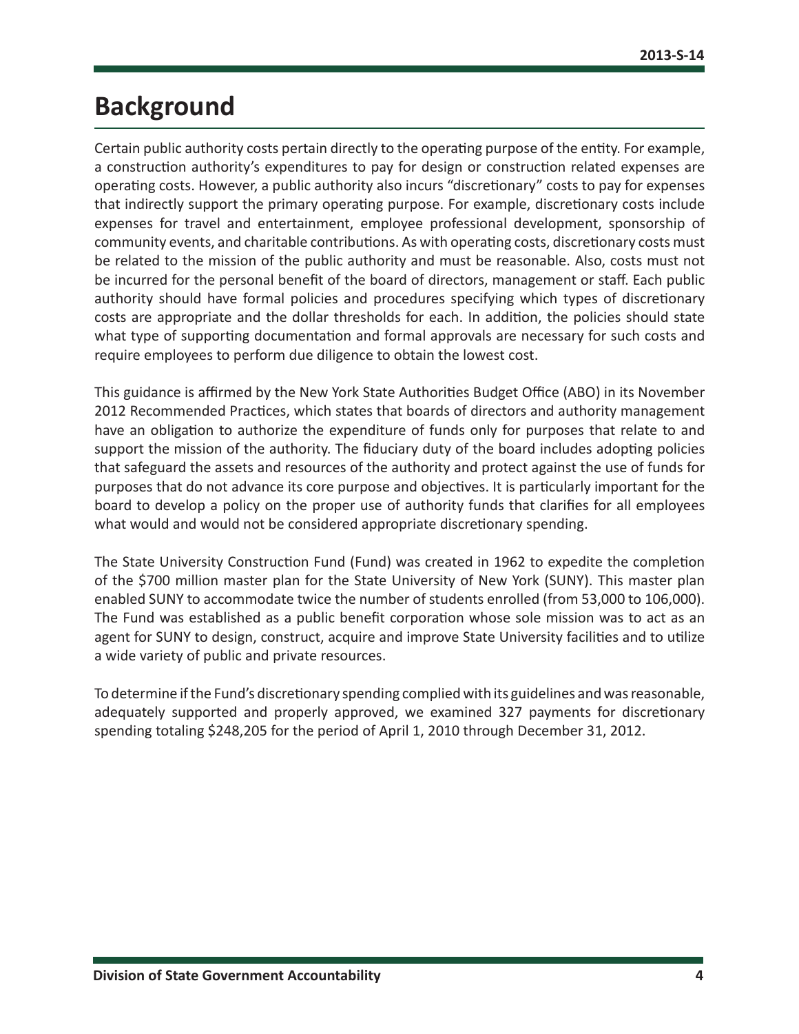# Background

Certain public authority costs pertain directly to the operating purpose of the entity. For example, a construction authority's expenditures to pay for design or construction related expenses are operating costs. However, a public authority also incurs "discretionary" costs to pay for expenses that indirectly support the primary operating purpose. For example, discretionary costs include expenses for travel and entertainment, employee professional development, sponsorship of community events, and charitable contributions. As with operating costs, discretionary costs must be related to the mission of the public authority and must be reasonable. Also, costs must not be incurred for the personal benefit of the board of directors, management or staff. Each public authority should have formal policies and procedures specifying which types of discretionary costs are appropriate and the dollar thresholds for each. In addition, the policies should state what type of supporting documentation and formal approvals are necessary for such costs and require employees to perform due diligence to obtain the lowest cost.

This guidance is affirmed by the New York State Authorities Budget Office (ABO) in its November 2012 Recommended Practices, which states that boards of directors and authority management have an obligation to authorize the expenditure of funds only for purposes that relate to and support the mission of the authority. The fiduciary duty of the board includes adopting policies that safeguard the assets and resources of the authority and protect against the use of funds for purposes that do not advance its core purpose and objectives. It is particularly important for the board to develop a policy on the proper use of authority funds that clarifies for all employees what would and would not be considered appropriate discretionary spending.

The State University Construction Fund (Fund) was created in 1962 to expedite the completion of the $700 million master plan for the State University of New York (SUNY). This master plan enabled SUNY to accommodate twice the number of students enrolled (from 53,000 to 106,000). The Fund was established as a public benefit corporation whose sole mission was to act as an agent for SUNY to design, construct, acquire and improve State University facilities and to utilize a wide variety of public and private resources.

To determine if the Fund's discretionary spending complied with its guidelines and was reasonable, adequately supported and properly approved, we examined 327 payments for discretionary spending totaling $248,205 for the period of April 1, 2010 through December 31, 2012.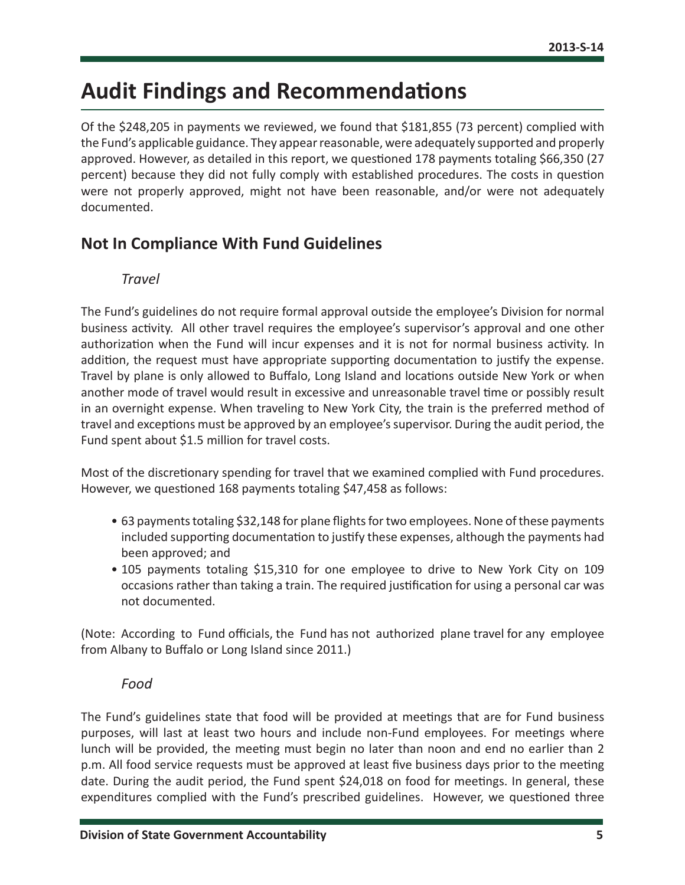# Audit Findings and Recommendations

Of the $248,205 in payments we reviewed, we found that $181,855 (73 percent) complied with the Fund's applicable guidance. They appear reasonable, were adequately supported and properly approved. However, as detailed in this report, we questioned 178 payments totaling $66,350 (27 percent) because they did not fully comply with established procedures. The costs in question were not properly approved, might not have been reasonable, and/or were not adequately documented.

## Not In Compliance With Fund Guidelines

### *Travel*

The Fund's guidelines do not require formal approval outside the employee's Division for normal business activity. All other travel requires the employee's supervisor's approval and one other authorization when the Fund will incur expenses and it is not for normal business activity. In addition, the request must have appropriate supporting documentation to justify the expense. Travel by plane is only allowed to Buffalo, Long Island and locations outside New York or when another mode of travel would result in excessive and unreasonable travel time or possibly result in an overnight expense. When traveling to New York City, the train is the preferred method of travel and exceptions must be approved by an employee's supervisor. During the audit period, the Fund spent about $1.5 million for travel costs.

Most of the discretionary spending for travel that we examined complied with Fund procedures. However, we questioned 168 payments totaling $47,458 as follows:

- 63 payments totaling $32,148 for plane flights for two employees. None of these payments included supporting documentation to justify these expenses, although the payments had been approved; and
- 105 payments totaling $15,310 for one employee to drive to New York City on 109 occasions rather than taking a train. The required justification for using a personal car was not documented.

(Note: According to Fund officials, the Fund has not authorized plane travel for any employee from Albany to Buffalo or Long Island since 2011.)

### *Food*

The Fund's guidelines state that food will be provided at meetings that are for Fund business purposes, will last at least two hours and include non-Fund employees. For meetings where lunch will be provided, the meeting must begin no later than noon and end no earlier than 2 p.m. All food service requests must be approved at least five business days prior to the meeting date. During the audit period, the Fund spent $24,018 on food for meetings. In general, these expenditures complied with the Fund's prescribed guidelines. However, we questioned three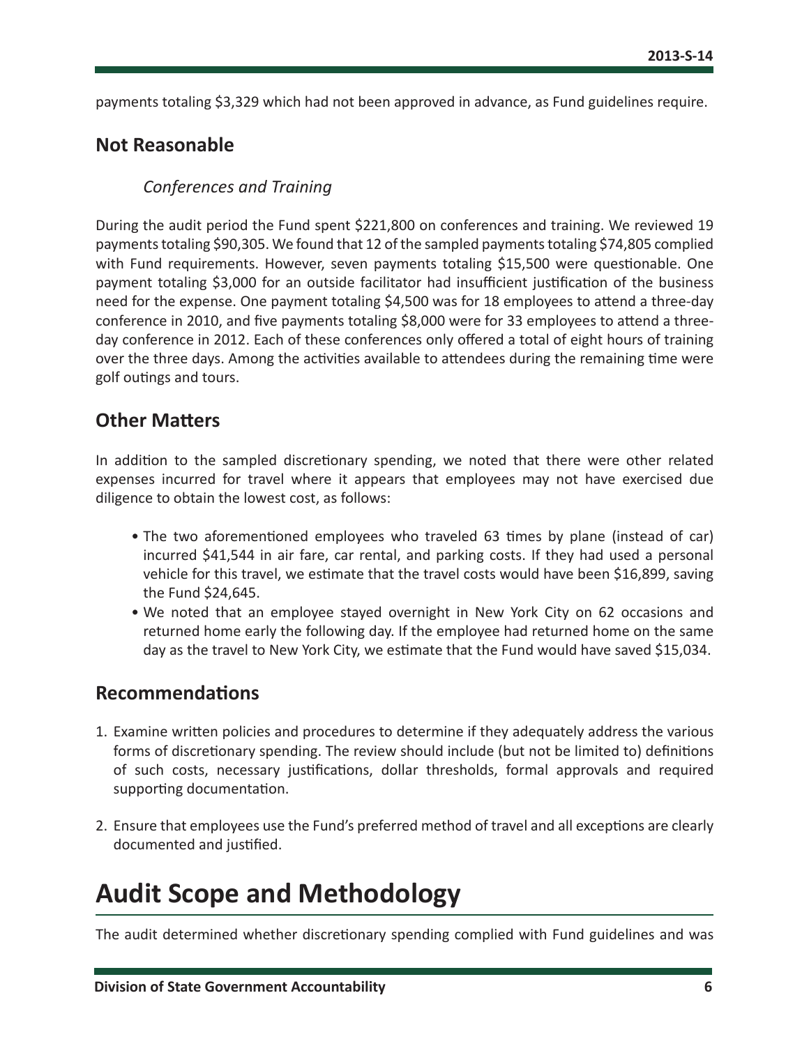payments totaling $3,329 which had not been approved in advance, as Fund guidelines require.

## Not Reasonable

### *Conferences and Training*

During the audit period the Fund spent $221,800 on conferences and training. We reviewed 19 payments totaling $90,305. We found that 12 of the sampled payments totaling $74,805 complied with Fund requirements. However, seven payments totaling $15,500 were questionable. One payment totaling $3,000 for an outside facilitator had insufficient justification of the business need for the expense. One payment totaling $4,500 was for 18 employees to attend a three-day conference in 2010, and five payments totaling $8,000 were for 33 employees to attend a three-day conference in 2012. Each of these conferences only offered a total of eight hours of training over the three days. Among the activities available to attendees during the remaining time were golf outings and tours.

## Other Matters

In addition to the sampled discretionary spending, we noted that there were other related expenses incurred for travel where it appears that employees may not have exercised due diligence to obtain the lowest cost, as follows:

- The two aforementioned employees who traveled 63 times by plane (instead of car) incurred $41,544 in air fare, car rental, and parking costs. If they had used a personal vehicle for this travel, we estimate that the travel costs would have been $16,899, saving the Fund $24,645.
- We noted that an employee stayed overnight in New York City on 62 occasions and returned home early the following day. If the employee had returned home on the same day as the travel to New York City, we estimate that the Fund would have saved $15,034.

## Recommendations

1. Examine written policies and procedures to determine if they adequately address the various forms of discretionary spending. The review should include (but not be limited to) definitions of such costs, necessary justifications, dollar thresholds, formal approvals and required supporting documentation.

2. Ensure that employees use the Fund's preferred method of travel and all exceptions are clearly documented and justified.

# Audit Scope and Methodology

The audit determined whether discretionary spending complied with Fund guidelines and was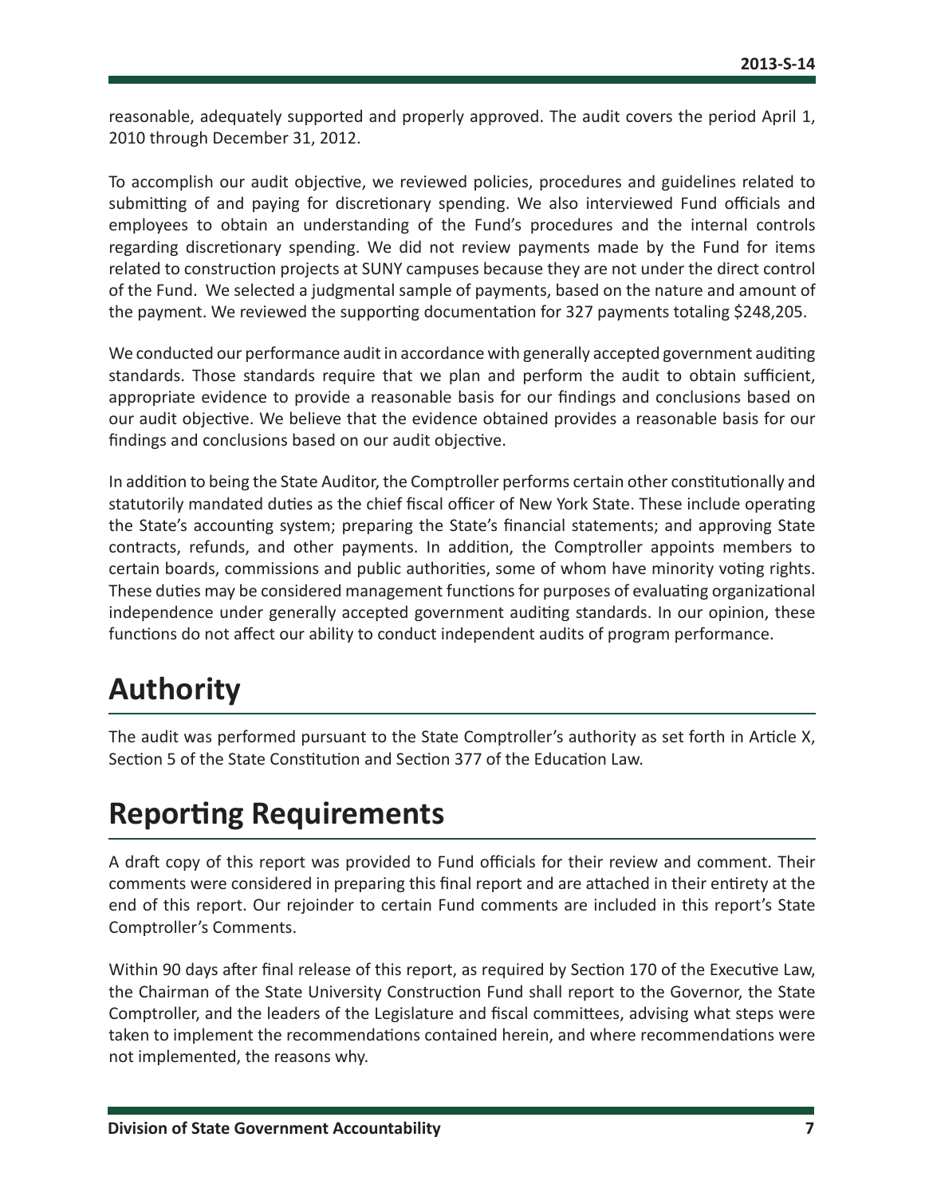reasonable, adequately supported and properly approved. The audit covers the period April 1, 2010 through December 31, 2012.

To accomplish our audit objective, we reviewed policies, procedures and guidelines related to submitting of and paying for discretionary spending. We also interviewed Fund officials and employees to obtain an understanding of the Fund's procedures and the internal controls regarding discretionary spending. We did not review payments made by the Fund for items related to construction projects at SUNY campuses because they are not under the direct control of the Fund. We selected a judgmental sample of payments, based on the nature and amount of the payment. We reviewed the supporting documentation for 327 payments totaling $248,205.

We conducted our performance audit in accordance with generally accepted government auditing standards. Those standards require that we plan and perform the audit to obtain sufficient, appropriate evidence to provide a reasonable basis for our findings and conclusions based on our audit objective. We believe that the evidence obtained provides a reasonable basis for our findings and conclusions based on our audit objective.

In addition to being the State Auditor, the Comptroller performs certain other constitutionally and statutorily mandated duties as the chief fiscal officer of New York State. These include operating the State's accounting system; preparing the State's financial statements; and approving State contracts, refunds, and other payments. In addition, the Comptroller appoints members to certain boards, commissions and public authorities, some of whom have minority voting rights. These duties may be considered management functions for purposes of evaluating organizational independence under generally accepted government auditing standards. In our opinion, these functions do not affect our ability to conduct independent audits of program performance.

# Authority

The audit was performed pursuant to the State Comptroller's authority as set forth in Article X, Section 5 of the State Constitution and Section 377 of the Education Law.

# Reporting Requirements

A draft copy of this report was provided to Fund officials for their review and comment. Their comments were considered in preparing this final report and are attached in their entirety at the end of this report. Our rejoinder to certain Fund comments are included in this report's State Comptroller's Comments.

Within 90 days after final release of this report, as required by Section 170 of the Executive Law, the Chairman of the State University Construction Fund shall report to the Governor, the State Comptroller, and the leaders of the Legislature and fiscal committees, advising what steps were taken to implement the recommendations contained herein, and where recommendations were not implemented, the reasons why.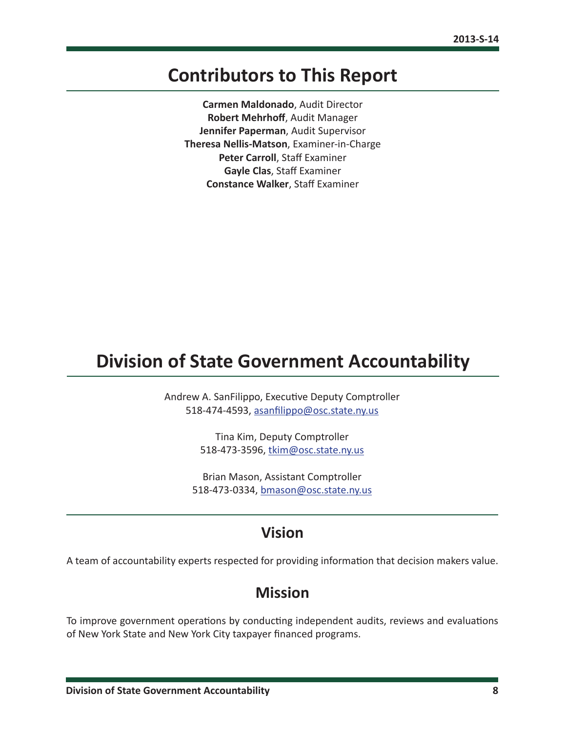## Contributors to This Report

**Carmen Maldonado**, Audit Director
**Robert Mehrhoff**, Audit Manager
**Jennifer Paperman**, Audit Supervisor
**Theresa Nellis-Matson**, Examiner-in-Charge
**Peter Carroll**, Staff Examiner
**Gayle Clas**, Staff Examiner
**Constance Walker**, Staff Examiner

## Division of State Government Accountability

Andrew A. SanFilippo, Executive Deputy Comptroller
518-474-4593, asanfilippo@osc.state.ny.us

Tina Kim, Deputy Comptroller
518-473-3596, tkim@osc.state.ny.us

Brian Mason, Assistant Comptroller
518-473-0334, bmason@osc.state.ny.us

### Vision

A team of accountability experts respected for providing information that decision makers value.

### Mission

To improve government operations by conducting independent audits, reviews and evaluations of New York State and New York City taxpayer financed programs.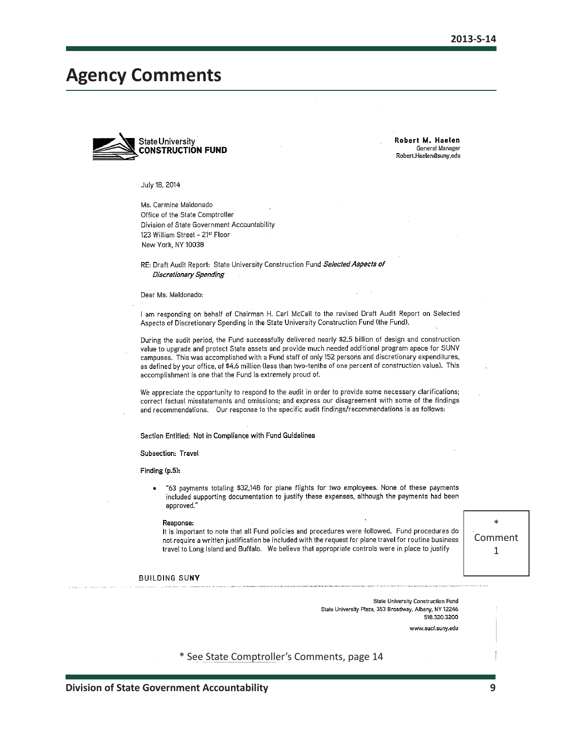# Agency Comments

State University
**CONSTRUCTION FUND**

**Robert M. Haelen**
General Manager
Robert.Haelen@suny.edu

July 18, 2014

Ms. Carmine Maldonado
Office of the State Comptroller
Division of State Government Accountability
123 William Street - 21st Floor
New York, NY 10038

RE: Draft Audit Report: State University Construction Fund *Selected Aspects of Discretionary Spending*

Dear Ms. Maldonado:

I am responding on behalf of Chairman H. Carl McCall to the revised Draft Audit Report on Selected Aspects of Discretionary Spending in the State University Construction Fund (the Fund).

During the audit period, the Fund successfully delivered nearly $2.5 billion of design and construction value to upgrade and protect State assets and provide much needed additional program space for SUNY campuses. This was accomplished with a Fund staff of only 152 persons and discretionary expenditures, as defined by your office, of $4.6 million (less than two-tenths of one percent of construction value). This accomplishment is one that the Fund is extremely proud of.

We appreciate the opportunity to respond to the audit in order to provide some necessary clarifications; correct factual misstatements and omissions; and express our disagreement with some of the findings and recommendations. Our response to the specific audit findings/recommendations is as follows:

Section Entitled: Not in Compliance with Fund Guidelines

Subsection: Travel

Finding (p.5):

- "63 payments totaling $32,148 for plane flights for two employees. None of these payments included supporting documentation to justify these expenses, although the payments had been approved."

Response:
It is important to note that all Fund policies and procedures were followed. Fund procedures do not require a written justification be included with the request for plane travel for routine business travel to Long Island and Buffalo. We believe that appropriate controls were in place to justify

\* Comment 1

BUILDING SUNY

State University Construction Fund
State University Plaza, 353 Broadway, Albany, NY 12246
518.320.3200
www.sucf.suny.edu

\* See State Comptroller's Comments, page 14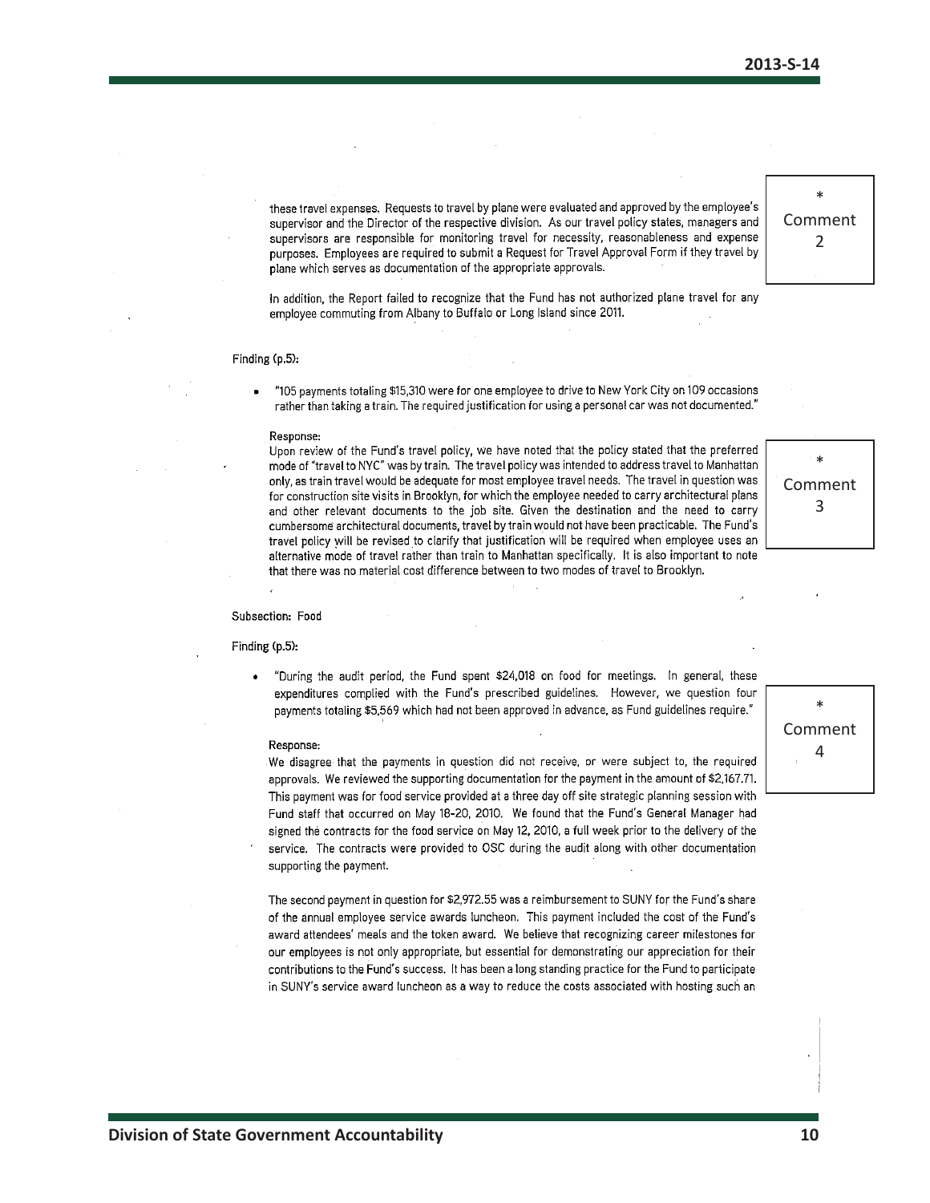these travel expenses. Requests to travel by plane were evaluated and approved by the employee's supervisor and the Director of the respective division. As our travel policy states, managers and supervisors are responsible for monitoring travel for necessity, reasonableness and expense purposes. Employees are required to submit a Request for Travel Approval Form if they travel by plane which serves as documentation of the appropriate approvals.

\* Comment 2

In addition, the Report failed to recognize that the Fund has not authorized plane travel for any employee commuting from Albany to Buffalo or Long Island since 2011.

Finding (p.5):

- "105 payments totaling $15,310 were for one employee to drive to New York City on 109 occasions rather than taking a train. The required justification for using a personal car was not documented."

Response:

Upon review of the Fund's travel policy, we have noted that the policy stated that the preferred mode of "travel to NYC" was by train. The travel policy was intended to address travel to Manhattan only, as train travel would be adequate for most employee travel needs. The travel in question was for construction site visits in Brooklyn, for which the employee needed to carry architectural plans and other relevant documents to the job site. Given the destination and the need to carry cumbersome architectural documents, travel by train would not have been practicable. The Fund's travel policy will be revised to clarify that justification will be required when employee uses an alternative mode of travel rather than train to Manhattan specifically. It is also important to note that there was no material cost difference between to two modes of travel to Brooklyn.

\* Comment 3

Subsection: Food

Finding (p.5):

- "During the audit period, the Fund spent $24,018 on food for meetings. In general, these expenditures complied with the Fund's prescribed guidelines. However, we question four payments totaling $5,569 which had not been approved in advance, as Fund guidelines require."

\* Comment 4

Response:

We disagree that the payments in question did not receive, or were subject to, the required approvals. We reviewed the supporting documentation for the payment in the amount of $2,167.71. This payment was for food service provided at a three day off site strategic planning session with Fund staff that occurred on May 18-20, 2010. We found that the Fund's General Manager had signed the contracts for the food service on May 12, 2010, a full week prior to the delivery of the service. The contracts were provided to OSC during the audit along with other documentation supporting the payment.

The second payment in question for $2,972.55 was a reimbursement to SUNY for the Fund's share of the annual employee service awards luncheon. This payment included the cost of the Fund's award attendees' meals and the token award. We believe that recognizing career milestones for our employees is not only appropriate, but essential for demonstrating our appreciation for their contributions to the Fund's success. It has been a long standing practice for the Fund to participate in SUNY's service award luncheon as a way to reduce the costs associated with hosting such an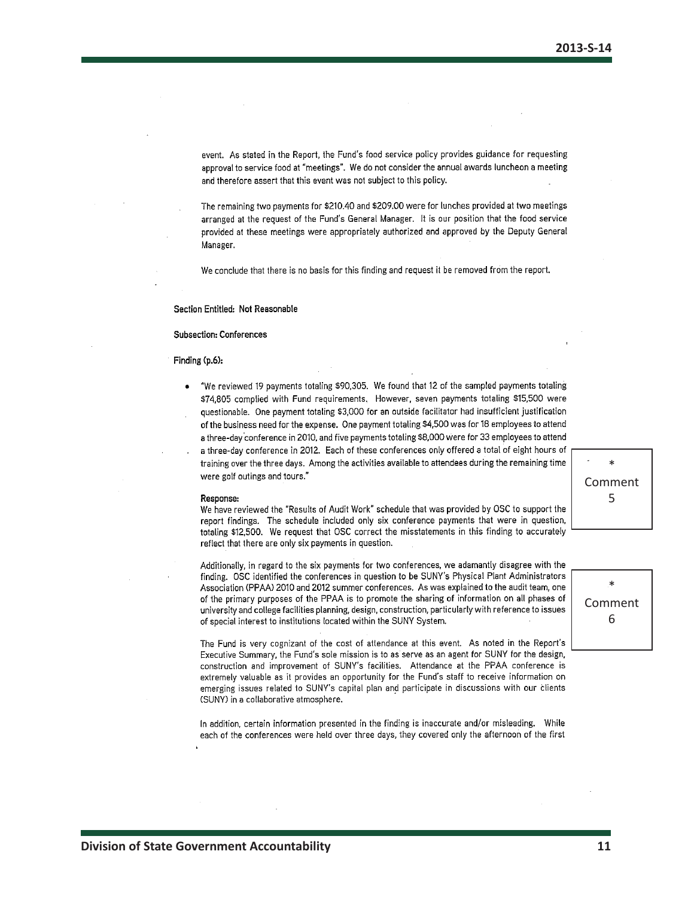event. As stated in the Report, the Fund's food service policy provides guidance for requesting approval to service food at "meetings". We do not consider the annual awards luncheon a meeting and therefore assert that this event was not subject to this policy.

The remaining two payments for $210.40 and $209.00 were for lunches provided at two meetings arranged at the request of the Fund's General Manager. It is our position that the food service provided at these meetings were appropriately authorized and approved by the Deputy General Manager.

We conclude that there is no basis for this finding and request it be removed from the report.

Section Entitled: Not Reasonable

Subsection: Conferences

Finding (p.6):

- "We reviewed 19 payments totaling $90,305. We found that 12 of the sampled payments totaling $74,805 complied with Fund requirements. However, seven payments totaling $15,500 were questionable. One payment totaling $3,000 for an outside facilitator had insufficient justification of the business need for the expense. One payment totaling $4,500 was for 18 employees to attend a three-day conference in 2010, and five payments totaling $8,000 were for 33 employees to attend a three-day conference in 2012. Each of these conferences only offered a total of eight hours of training over the three days. Among the activities available to attendees during the remaining time were golf outings and tours."

**Response:**

We have reviewed the "Results of Audit Work" schedule that was provided by OSC to support the report findings. The schedule included only six conference payments that were in question, totaling $12,500. We request that OSC correct the misstatements in this finding to accurately reflect that there are only six payments in question.

\* Comment 5

Additionally, in regard to the six payments for two conferences, we adamantly disagree with the finding. OSC identified the conferences in question to be SUNY's Physical Plant Administrators Association (PPAA) 2010 and 2012 summer conferences. As was explained to the audit team, one of the primary purposes of the PPAA is to promote the sharing of information on all phases of university and college facilities planning, design, construction, particularly with reference to issues of special interest to institutions located within the SUNY System.

\* Comment 6

The Fund is very cognizant of the cost of attendance at this event. As noted in the Report's Executive Summary, the Fund's sole mission is to as serve as an agent for SUNY for the design, construction and improvement of SUNY's facilities. Attendance at the PPAA conference is extremely valuable as it provides an opportunity for the Fund's staff to receive information on emerging issues related to SUNY's capital plan and participate in discussions with our clients (SUNY) in a collaborative atmosphere.

In addition, certain information presented in the finding is inaccurate and/or misleading. While each of the conferences were held over three days, they covered only the afternoon of the first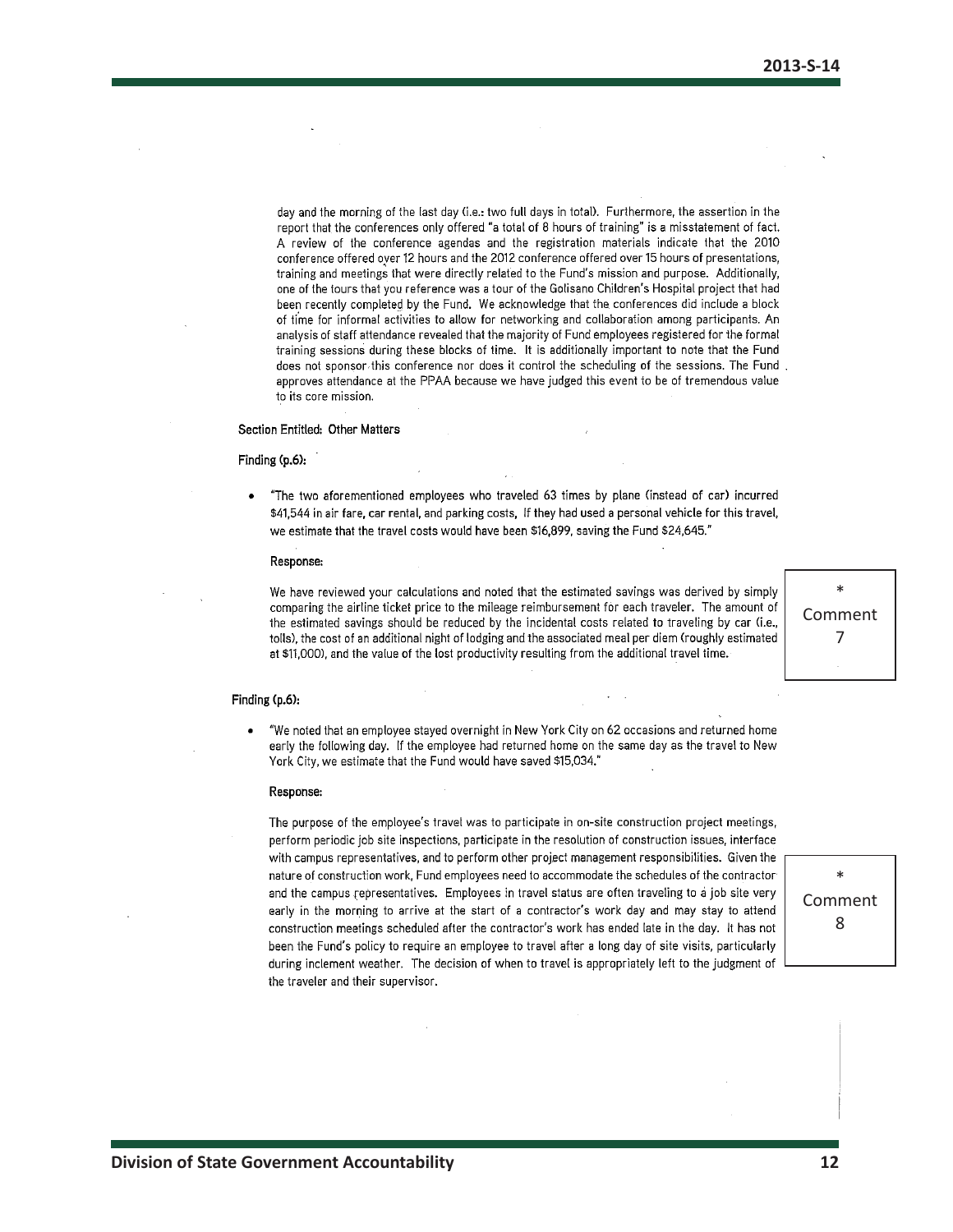day and the morning of the last day (i.e.: two full days in total). Furthermore, the assertion in the report that the conferences only offered "a total of 8 hours of training" is a misstatement of fact. A review of the conference agendas and the registration materials indicate that the 2010 conference offered over 12 hours and the 2012 conference offered over 15 hours of presentations, training and meetings that were directly related to the Fund's mission and purpose. Additionally, one of the tours that you reference was a tour of the Golisano Children's Hospital project that had been recently completed by the Fund. We acknowledge that the conferences did include a block of time for informal activities to allow for networking and collaboration among participants. An analysis of staff attendance revealed that the majority of Fund employees registered for the formal training sessions during these blocks of time. It is additionally important to note that the Fund does not sponsor this conference nor does it control the scheduling of the sessions. The Fund approves attendance at the PPAA because we have judged this event to be of tremendous value to its core mission.

Section Entitled: Other Matters

Finding (p.6):

- "The two aforementioned employees who traveled 63 times by plane (instead of car) incurred $41,544 in air fare, car rental, and parking costs. If they had used a personal vehicle for this travel, we estimate that the travel costs would have been $16,899, saving the Fund $24,645."

Response:

We have reviewed your calculations and noted that the estimated savings was derived by simply comparing the airline ticket price to the mileage reimbursement for each traveler. The amount of the estimated savings should be reduced by the incidental costs related to traveling by car (i.e., tolls), the cost of an additional night of lodging and the associated meal per diem (roughly estimated at $11,000), and the value of the lost productivity resulting from the additional travel time.

\* Comment 7

Finding (p.6):

- "We noted that an employee stayed overnight in New York City on 62 occasions and returned home early the following day. If the employee had returned home on the same day as the travel to New York City, we estimate that the Fund would have saved $15,034."

Response:

The purpose of the employee's travel was to participate in on-site construction project meetings, perform periodic job site inspections, participate in the resolution of construction issues, interface with campus representatives, and to perform other project management responsibilities. Given the nature of construction work, Fund employees need to accommodate the schedules of the contractor and the campus representatives. Employees in travel status are often traveling to a job site very early in the morning to arrive at the start of a contractor's work day and may stay to attend construction meetings scheduled after the contractor's work has ended late in the day. It has not been the Fund's policy to require an employee to travel after a long day of site visits, particularly during inclement weather. The decision of when to travel is appropriately left to the judgment of the traveler and their supervisor.

\* Comment 8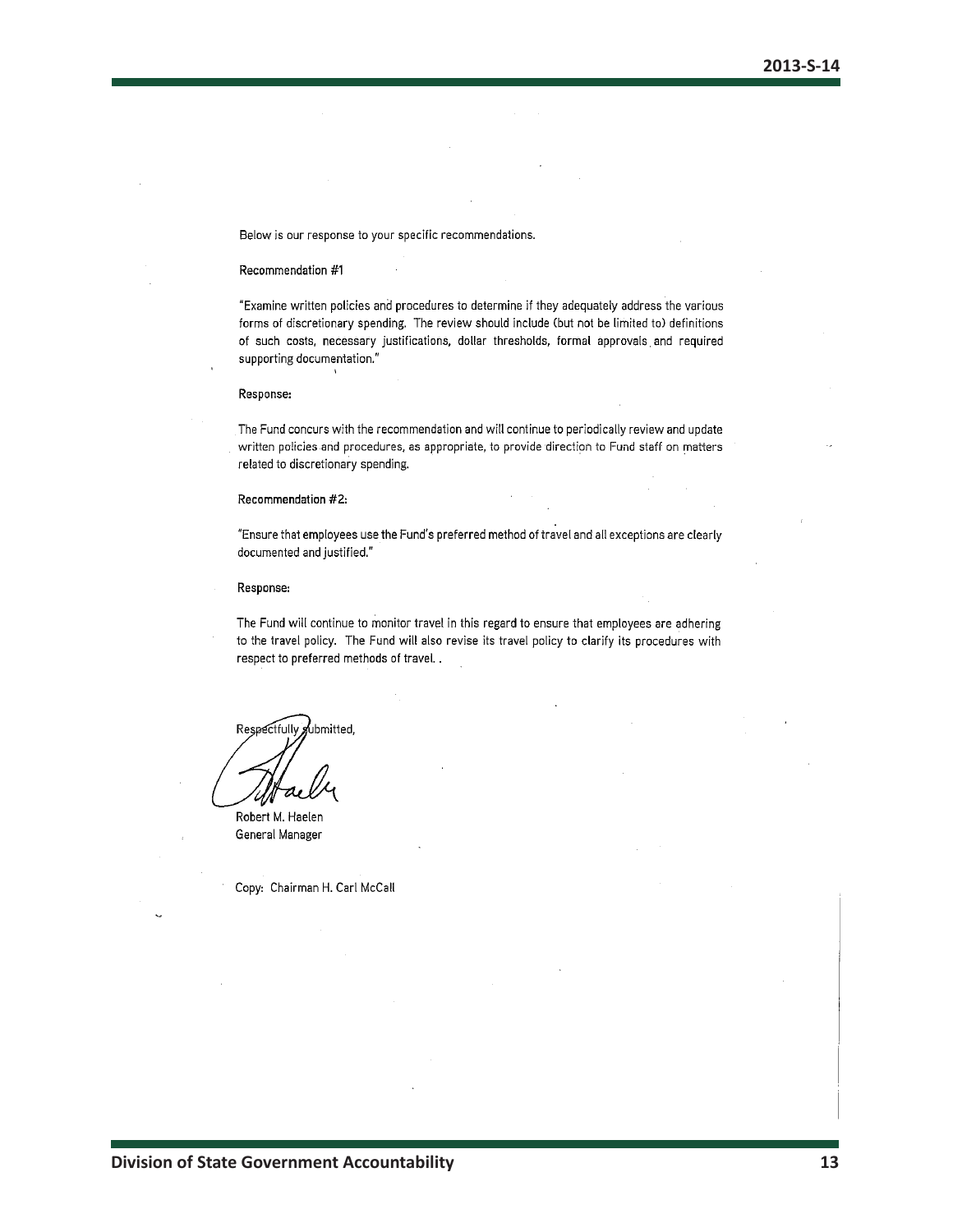Below is our response to your specific recommendations.

Recommendation #1

"Examine written policies and procedures to determine if they adequately address the various forms of discretionary spending. The review should include (but not be limited to) definitions of such costs, necessary justifications, dollar thresholds, formal approvals and required supporting documentation."

Response:

The Fund concurs with the recommendation and will continue to periodically review and update written policies and procedures, as appropriate, to provide direction to Fund staff on matters related to discretionary spending.

Recommendation #2:

"Ensure that employees use the Fund's preferred method of travel and all exceptions are clearly documented and justified."

Response:

The Fund will continue to monitor travel in this regard to ensure that employees are adhering to the travel policy. The Fund will also revise its travel policy to clarify its procedures with respect to preferred methods of travel. .

Respectfully submitted,

Robert M. Haelen
General Manager

Copy: Chairman H. Carl McCall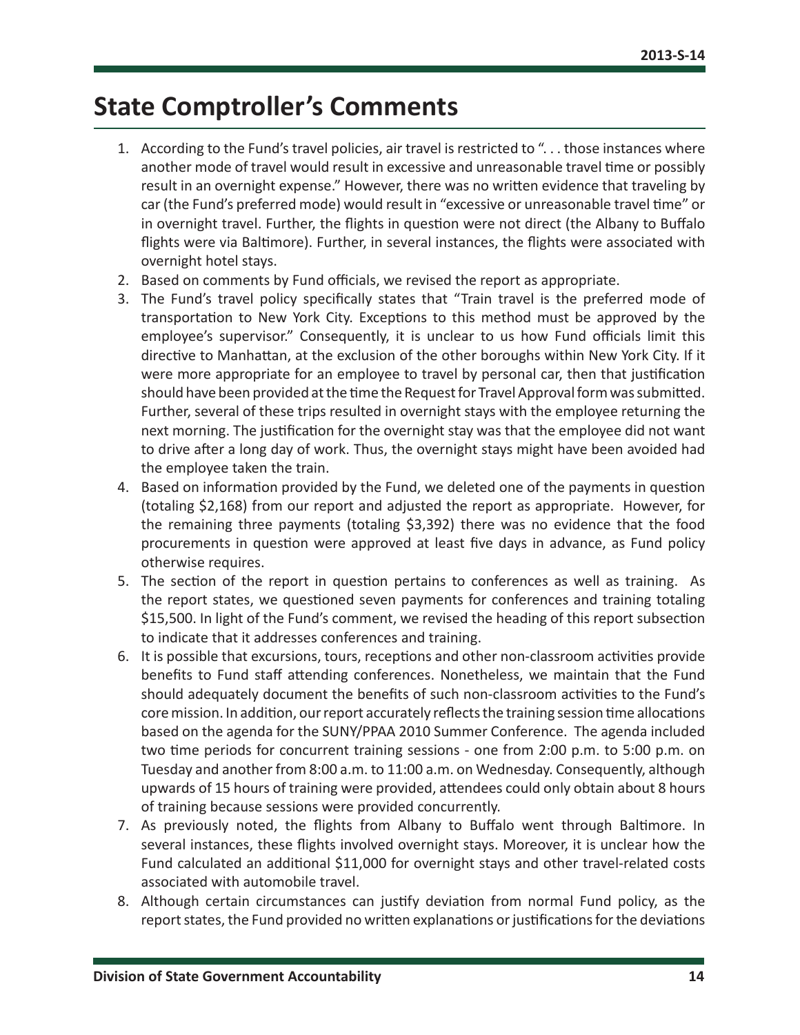# State Comptroller's Comments

1. According to the Fund's travel policies, air travel is restricted to ". . . those instances where another mode of travel would result in excessive and unreasonable travel time or possibly result in an overnight expense." However, there was no written evidence that traveling by car (the Fund's preferred mode) would result in "excessive or unreasonable travel time" or in overnight travel. Further, the flights in question were not direct (the Albany to Buffalo flights were via Baltimore). Further, in several instances, the flights were associated with overnight hotel stays.
2. Based on comments by Fund officials, we revised the report as appropriate.
3. The Fund's travel policy specifically states that "Train travel is the preferred mode of transportation to New York City. Exceptions to this method must be approved by the employee's supervisor." Consequently, it is unclear to us how Fund officials limit this directive to Manhattan, at the exclusion of the other boroughs within New York City. If it were more appropriate for an employee to travel by personal car, then that justification should have been provided at the time the Request for Travel Approval form was submitted. Further, several of these trips resulted in overnight stays with the employee returning the next morning. The justification for the overnight stay was that the employee did not want to drive after a long day of work. Thus, the overnight stays might have been avoided had the employee taken the train.
4. Based on information provided by the Fund, we deleted one of the payments in question (totaling $2,168) from our report and adjusted the report as appropriate. However, for the remaining three payments (totaling $3,392) there was no evidence that the food procurements in question were approved at least five days in advance, as Fund policy otherwise requires.
5. The section of the report in question pertains to conferences as well as training. As the report states, we questioned seven payments for conferences and training totaling $15,500. In light of the Fund's comment, we revised the heading of this report subsection to indicate that it addresses conferences and training.
6. It is possible that excursions, tours, receptions and other non-classroom activities provide benefits to Fund staff attending conferences. Nonetheless, we maintain that the Fund should adequately document the benefits of such non-classroom activities to the Fund's core mission. In addition, our report accurately reflects the training session time allocations based on the agenda for the SUNY/PPAA 2010 Summer Conference. The agenda included two time periods for concurrent training sessions - one from 2:00 p.m. to 5:00 p.m. on Tuesday and another from 8:00 a.m. to 11:00 a.m. on Wednesday. Consequently, although upwards of 15 hours of training were provided, attendees could only obtain about 8 hours of training because sessions were provided concurrently.
7. As previously noted, the flights from Albany to Buffalo went through Baltimore. In several instances, these flights involved overnight stays. Moreover, it is unclear how the Fund calculated an additional $11,000 for overnight stays and other travel-related costs associated with automobile travel.
8. Although certain circumstances can justify deviation from normal Fund policy, as the report states, the Fund provided no written explanations or justifications for the deviations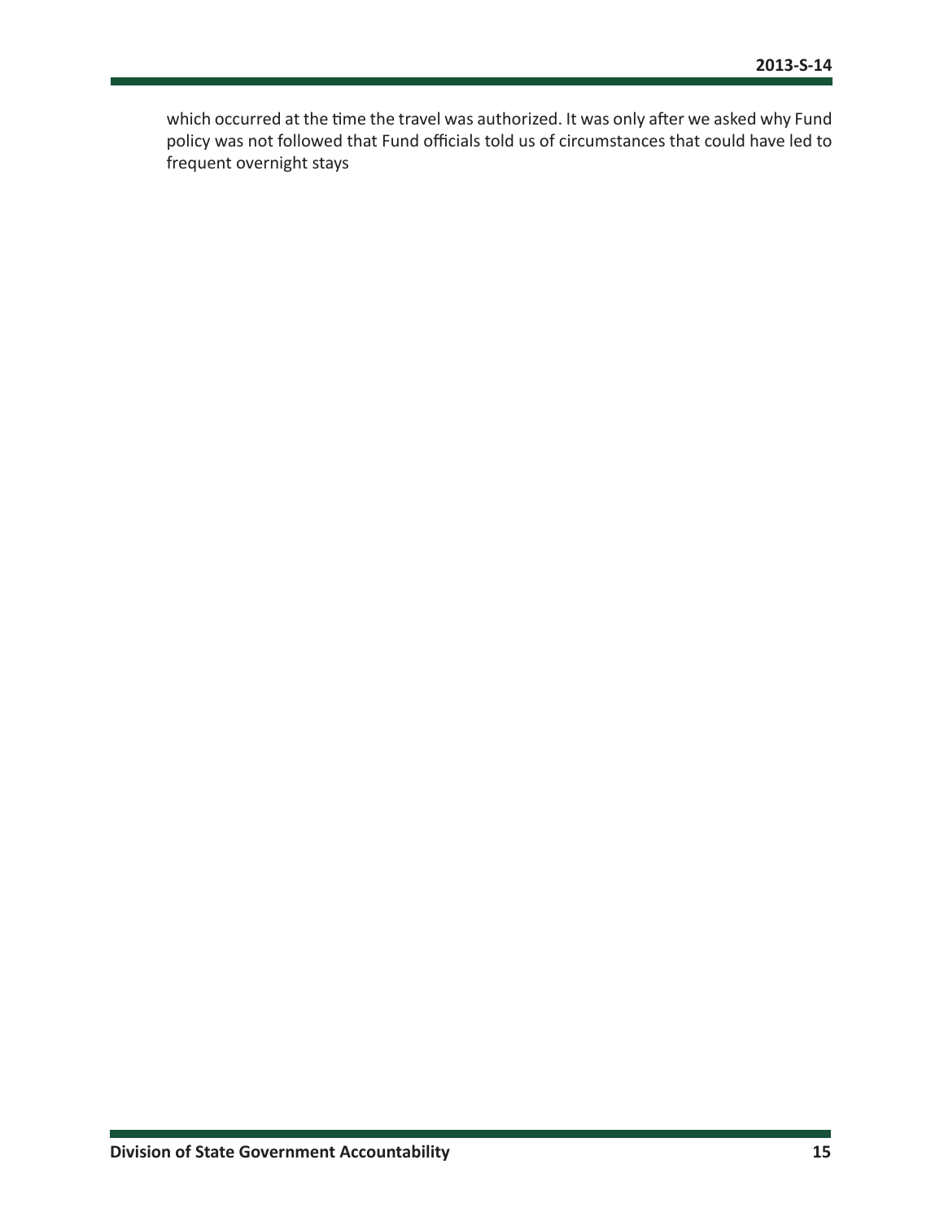which occurred at the time the travel was authorized. It was only after we asked why Fund policy was not followed that Fund officials told us of circumstances that could have led to frequent overnight stays